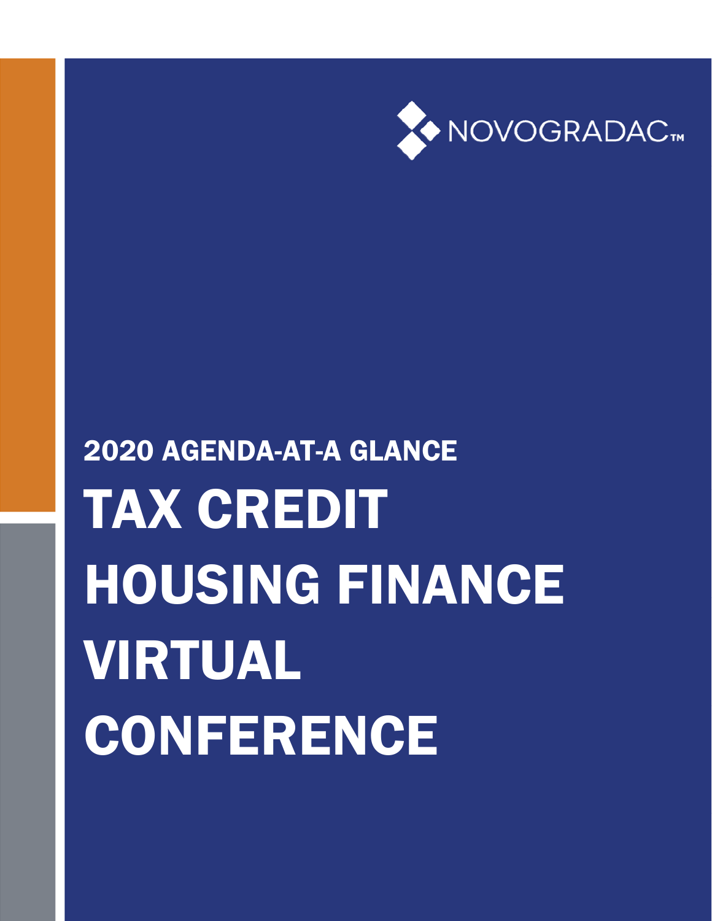NOVOGRADAC™

## 2020 AGENDA-AT-A GLANCE

# TAX CREDIT HOUSING FINANCE VIRTUAL CONFERENCE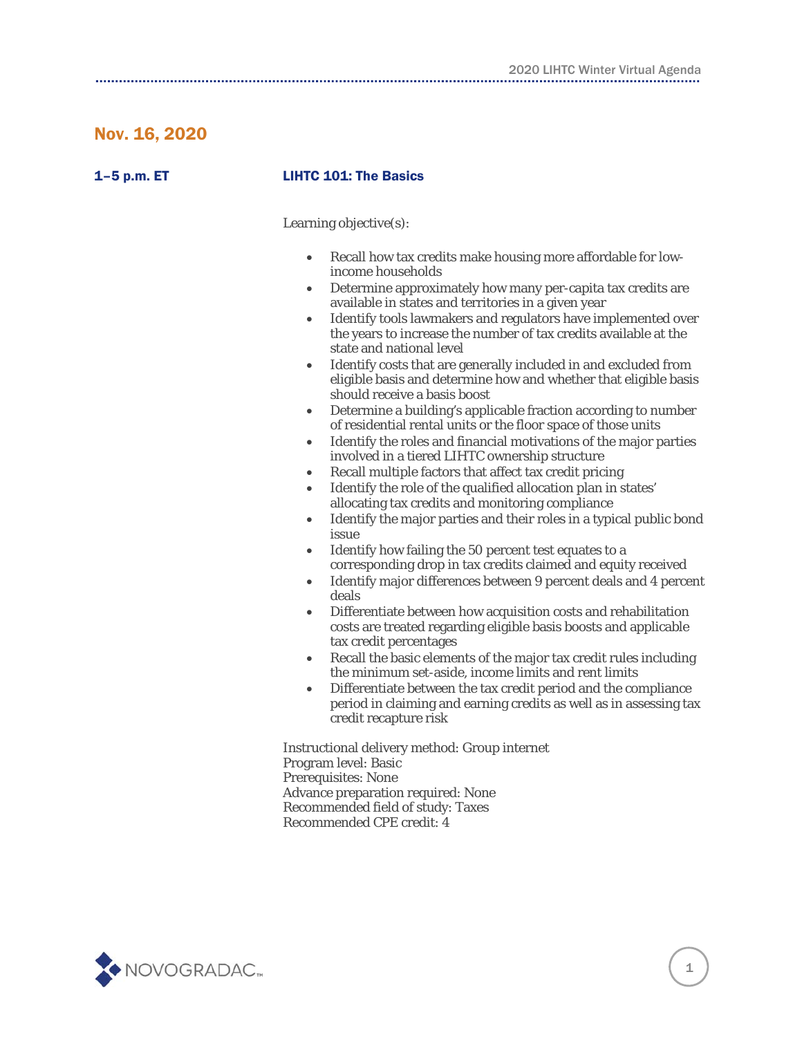## Nov. 16, 2020

**1–5 p.m. ET** **LIHTC 101: The Basics**

Learning objective(s):

- Recall how tax credits make housing more affordable for low-income households
- Determine approximately how many per-capita tax credits are available in states and territories in a given year
- Identify tools lawmakers and regulators have implemented over the years to increase the number of tax credits available at the state and national level
- Identify costs that are generally included in and excluded from eligible basis and determine how and whether that eligible basis should receive a basis boost
- Determine a building's applicable fraction according to number of residential rental units or the floor space of those units
- Identify the roles and financial motivations of the major parties involved in a tiered LIHTC ownership structure
- Recall multiple factors that affect tax credit pricing
- Identify the role of the qualified allocation plan in states' allocating tax credits and monitoring compliance
- Identify the major parties and their roles in a typical public bond issue
- Identify how failing the 50 percent test equates to a corresponding drop in tax credits claimed and equity received
- Identify major differences between 9 percent deals and 4 percent deals
- Differentiate between how acquisition costs and rehabilitation costs are treated regarding eligible basis boosts and applicable tax credit percentages
- Recall the basic elements of the major tax credit rules including the minimum set-aside, income limits and rent limits
- Differentiate between the tax credit period and the compliance period in claiming and earning credits as well as in assessing tax credit recapture risk

Instructional delivery method: Group internet
Program level: Basic
Prerequisites: None
Advance preparation required: None
Recommended field of study: Taxes
Recommended CPE credit: 4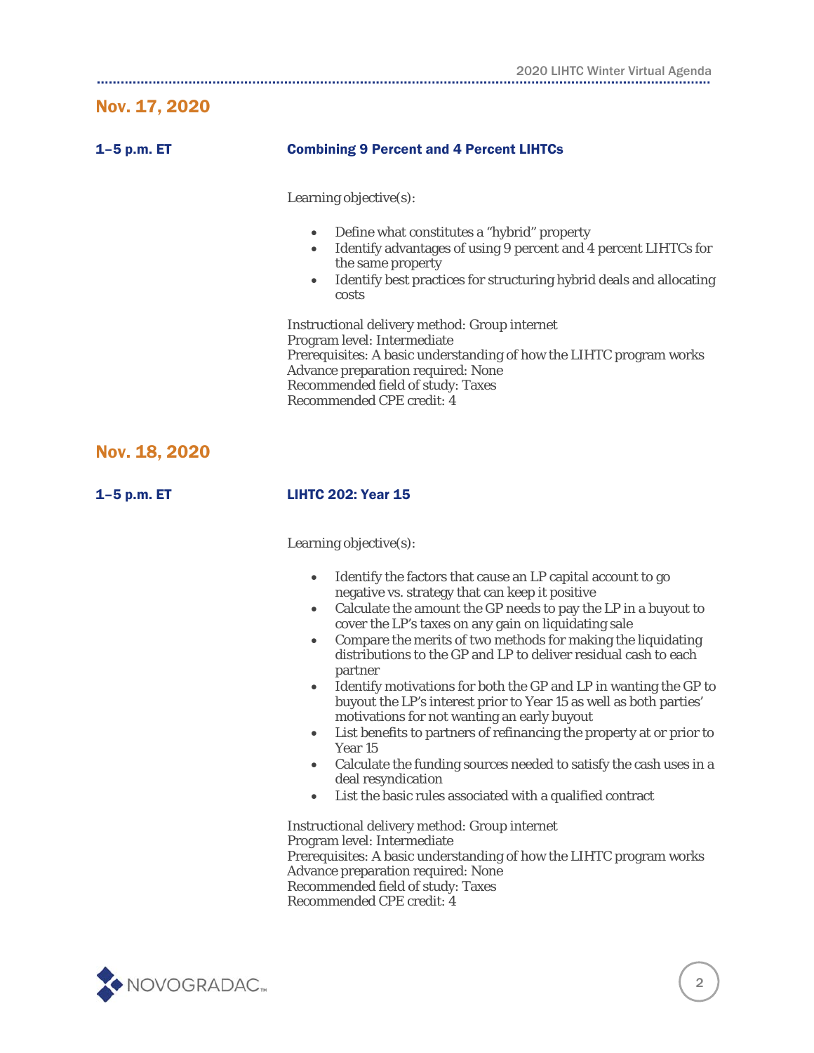## Nov. 17, 2020

**1–5 p.m. ET** — **Combining 9 Percent and 4 Percent LIHTCs**

Learning objective(s):

- Define what constitutes a "hybrid" property
- Identify advantages of using 9 percent and 4 percent LIHTCs for the same property
- Identify best practices for structuring hybrid deals and allocating costs

Instructional delivery method: Group internet
Program level: Intermediate
Prerequisites: A basic understanding of how the LIHTC program works
Advance preparation required: None
Recommended field of study: Taxes
Recommended CPE credit: 4

## Nov. 18, 2020

**1–5 p.m. ET** — **LIHTC 202: Year 15**

Learning objective(s):

- Identify the factors that cause an LP capital account to go negative vs. strategy that can keep it positive
- Calculate the amount the GP needs to pay the LP in a buyout to cover the LP's taxes on any gain on liquidating sale
- Compare the merits of two methods for making the liquidating distributions to the GP and LP to deliver residual cash to each partner
- Identify motivations for both the GP and LP in wanting the GP to buyout the LP's interest prior to Year 15 as well as both parties' motivations for not wanting an early buyout
- List benefits to partners of refinancing the property at or prior to Year 15
- Calculate the funding sources needed to satisfy the cash uses in a deal resyndication
- List the basic rules associated with a qualified contract

Instructional delivery method: Group internet
Program level: Intermediate
Prerequisites: A basic understanding of how the LIHTC program works
Advance preparation required: None
Recommended field of study: Taxes
Recommended CPE credit: 4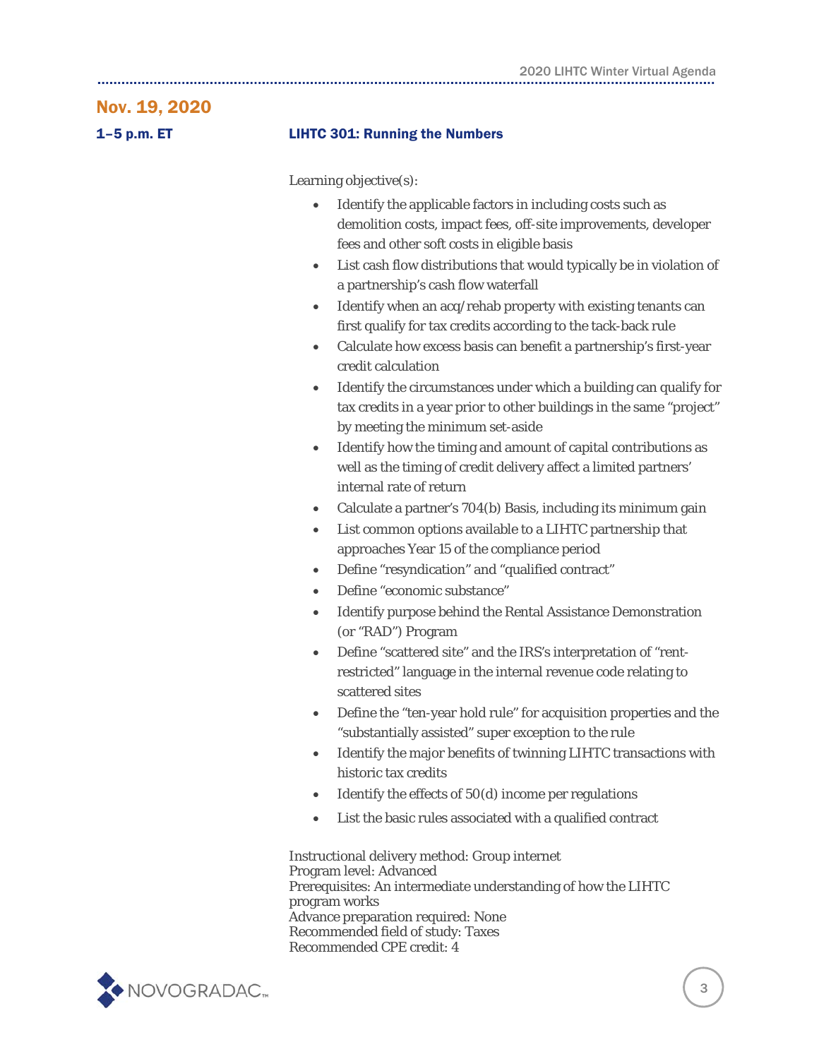## Nov. 19, 2020

**1–5 p.m. ET** **LIHTC 301: Running the Numbers**

Learning objective(s):

- Identify the applicable factors in including costs such as demolition costs, impact fees, off-site improvements, developer fees and other soft costs in eligible basis
- List cash flow distributions that would typically be in violation of a partnership's cash flow waterfall
- Identify when an acq/rehab property with existing tenants can first qualify for tax credits according to the tack-back rule
- Calculate how excess basis can benefit a partnership's first-year credit calculation
- Identify the circumstances under which a building can qualify for tax credits in a year prior to other buildings in the same "project" by meeting the minimum set-aside
- Identify how the timing and amount of capital contributions as well as the timing of credit delivery affect a limited partners' internal rate of return
- Calculate a partner's 704(b) Basis, including its minimum gain
- List common options available to a LIHTC partnership that approaches Year 15 of the compliance period
- Define "resyndication" and "qualified contract"
- Define "economic substance"
- Identify purpose behind the Rental Assistance Demonstration (or "RAD") Program
- Define "scattered site" and the IRS's interpretation of "rent-restricted" language in the internal revenue code relating to scattered sites
- Define the "ten-year hold rule" for acquisition properties and the "substantially assisted" super exception to the rule
- Identify the major benefits of twinning LIHTC transactions with historic tax credits
- Identify the effects of 50(d) income per regulations
- List the basic rules associated with a qualified contract

Instructional delivery method: Group internet
Program level: Advanced
Prerequisites: An intermediate understanding of how the LIHTC program works
Advance preparation required: None
Recommended field of study: Taxes
Recommended CPE credit: 4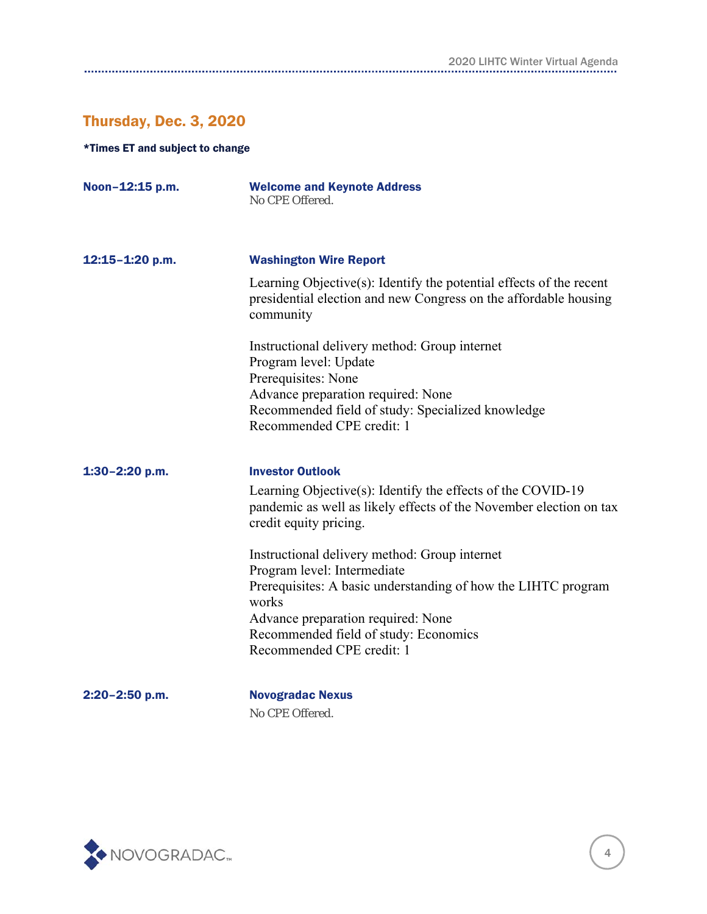## Thursday, Dec. 3, 2020

***Times ET and subject to change**

**Noon–12:15 p.m.**

**Welcome and Keynote Address**

No CPE Offered.

**12:15–1:20 p.m.**

**Washington Wire Report**

Learning Objective(s): Identify the potential effects of the recent presidential election and new Congress on the affordable housing community

Instructional delivery method: Group internet
Program level: Update
Prerequisites: None
Advance preparation required: None
Recommended field of study: Specialized knowledge
Recommended CPE credit: 1

**1:30–2:20 p.m.**

**Investor Outlook**

Learning Objective(s): Identify the effects of the COVID-19 pandemic as well as likely effects of the November election on tax credit equity pricing.

Instructional delivery method: Group internet
Program level: Intermediate
Prerequisites: A basic understanding of how the LIHTC program works
Advance preparation required: None
Recommended field of study: Economics
Recommended CPE credit: 1

**2:20–2:50 p.m.**

**Novogradac Nexus**

No CPE Offered.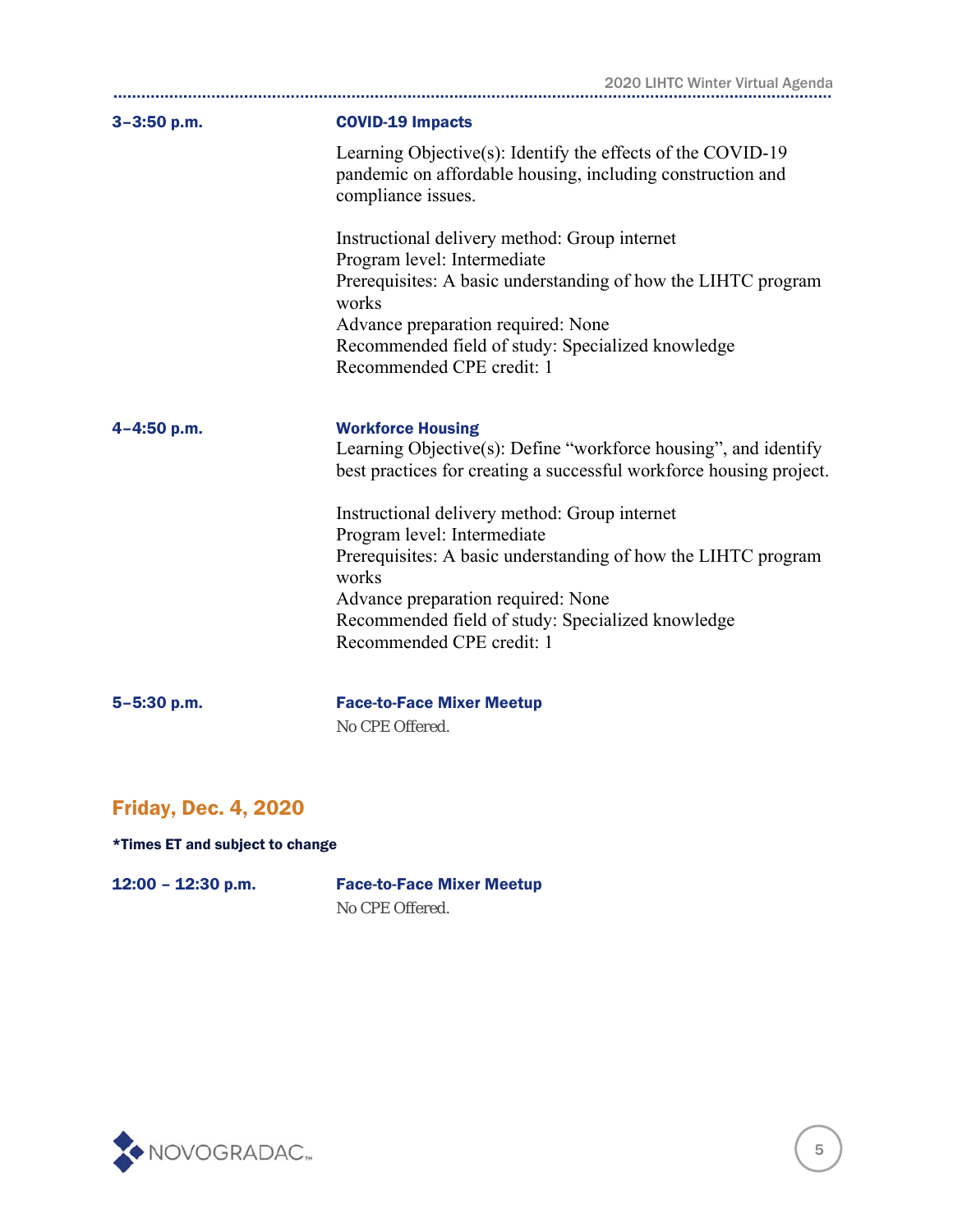**3–3:50 p.m.**

### COVID-19 Impacts

Learning Objective(s): Identify the effects of the COVID-19 pandemic on affordable housing, including construction and compliance issues.

Instructional delivery method: Group internet
Program level: Intermediate
Prerequisites: A basic understanding of how the LIHTC program works
Advance preparation required: None
Recommended field of study: Specialized knowledge
Recommended CPE credit: 1

**4–4:50 p.m.**

### Workforce Housing

Learning Objective(s): Define "workforce housing", and identify best practices for creating a successful workforce housing project.

Instructional delivery method: Group internet
Program level: Intermediate
Prerequisites: A basic understanding of how the LIHTC program works
Advance preparation required: None
Recommended field of study: Specialized knowledge
Recommended CPE credit: 1

**5–5:30 p.m.**

### Face-to-Face Mixer Meetup

No CPE Offered.

## Friday, Dec. 4, 2020

***Times ET and subject to change**

**12:00 – 12:30 p.m.**

### Face-to-Face Mixer Meetup

No CPE Offered.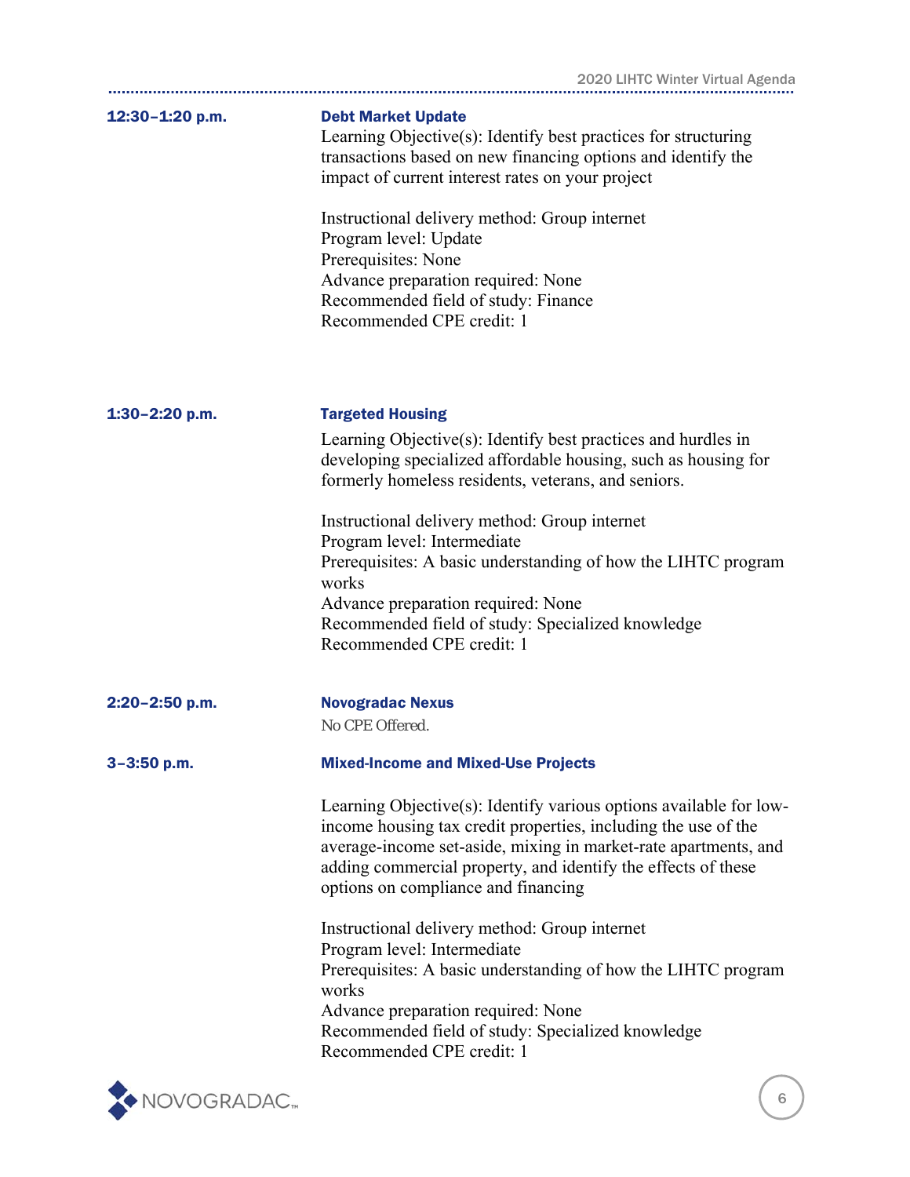**12:30–1:20 p.m.**

**Debt Market Update**

Learning Objective(s): Identify best practices for structuring transactions based on new financing options and identify the impact of current interest rates on your project

Instructional delivery method: Group internet
Program level: Update
Prerequisites: None
Advance preparation required: None
Recommended field of study: Finance
Recommended CPE credit: 1

**1:30–2:20 p.m.**

**Targeted Housing**

Learning Objective(s): Identify best practices and hurdles in developing specialized affordable housing, such as housing for formerly homeless residents, veterans, and seniors.

Instructional delivery method: Group internet
Program level: Intermediate
Prerequisites: A basic understanding of how the LIHTC program works
Advance preparation required: None
Recommended field of study: Specialized knowledge
Recommended CPE credit: 1

**2:20–2:50 p.m.**

**Novogradac Nexus**

No CPE Offered.

**3–3:50 p.m.**

**Mixed-Income and Mixed-Use Projects**

Learning Objective(s): Identify various options available for low-income housing tax credit properties, including the use of the average-income set-aside, mixing in market-rate apartments, and adding commercial property, and identify the effects of these options on compliance and financing

Instructional delivery method: Group internet
Program level: Intermediate
Prerequisites: A basic understanding of how the LIHTC program works
Advance preparation required: None
Recommended field of study: Specialized knowledge
Recommended CPE credit: 1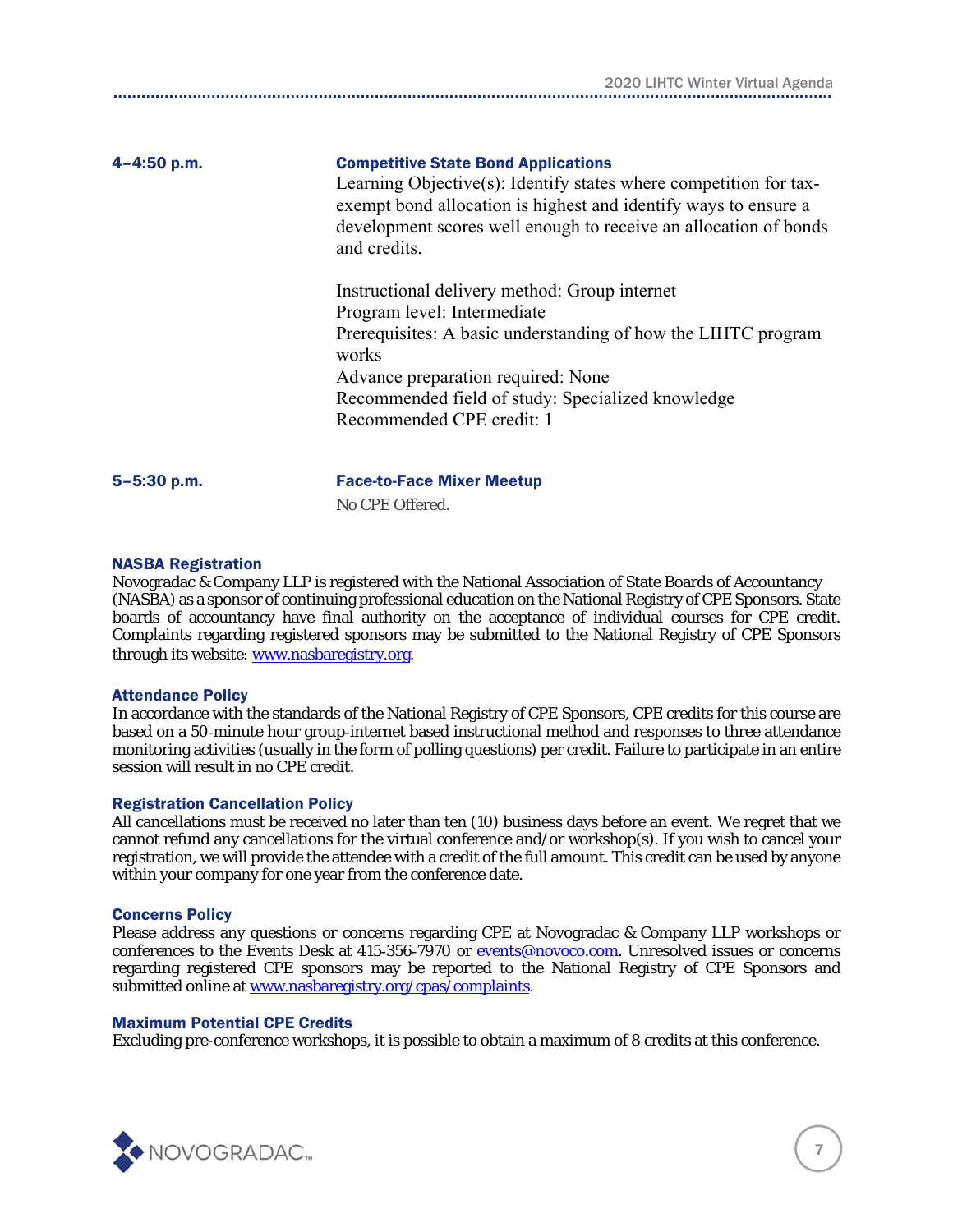**4–4:50 p.m.** | **Competitive State Bond Applications**

Learning Objective(s): Identify states where competition for tax-exempt bond allocation is highest and identify ways to ensure a development scores well enough to receive an allocation of bonds and credits.

Instructional delivery method: Group internet
Program level: Intermediate
Prerequisites: A basic understanding of how the LIHTC program works
Advance preparation required: None
Recommended field of study: Specialized knowledge
Recommended CPE credit: 1

**5–5:30 p.m.** | **Face-to-Face Mixer Meetup**

No CPE Offered.

### NASBA Registration

Novogradac & Company LLP is registered with the National Association of State Boards of Accountancy (NASBA) as a sponsor of continuing professional education on the National Registry of CPE Sponsors. State boards of accountancy have final authority on the acceptance of individual courses for CPE credit. Complaints regarding registered sponsors may be submitted to the National Registry of CPE Sponsors through its website: www.nasbaregistry.org.

### Attendance Policy

In accordance with the standards of the National Registry of CPE Sponsors, CPE credits for this course are based on a 50-minute hour group-internet based instructional method and responses to three attendance monitoring activities (usually in the form of polling questions) per credit. Failure to participate in an entire session will result in no CPE credit.

### Registration Cancellation Policy

All cancellations must be received no later than ten (10) business days before an event. We regret that we cannot refund any cancellations for the virtual conference and/or workshop(s). If you wish to cancel your registration, we will provide the attendee with a credit of the full amount. This credit can be used by anyone within your company for one year from the conference date.

### Concerns Policy

Please address any questions or concerns regarding CPE at Novogradac & Company LLP workshops or conferences to the Events Desk at 415-356-7970 or events@novoco.com. Unresolved issues or concerns regarding registered CPE sponsors may be reported to the National Registry of CPE Sponsors and submitted online at www.nasbaregistry.org/cpas/complaints.

### Maximum Potential CPE Credits

Excluding pre-conference workshops, it is possible to obtain a maximum of 8 credits at this conference.